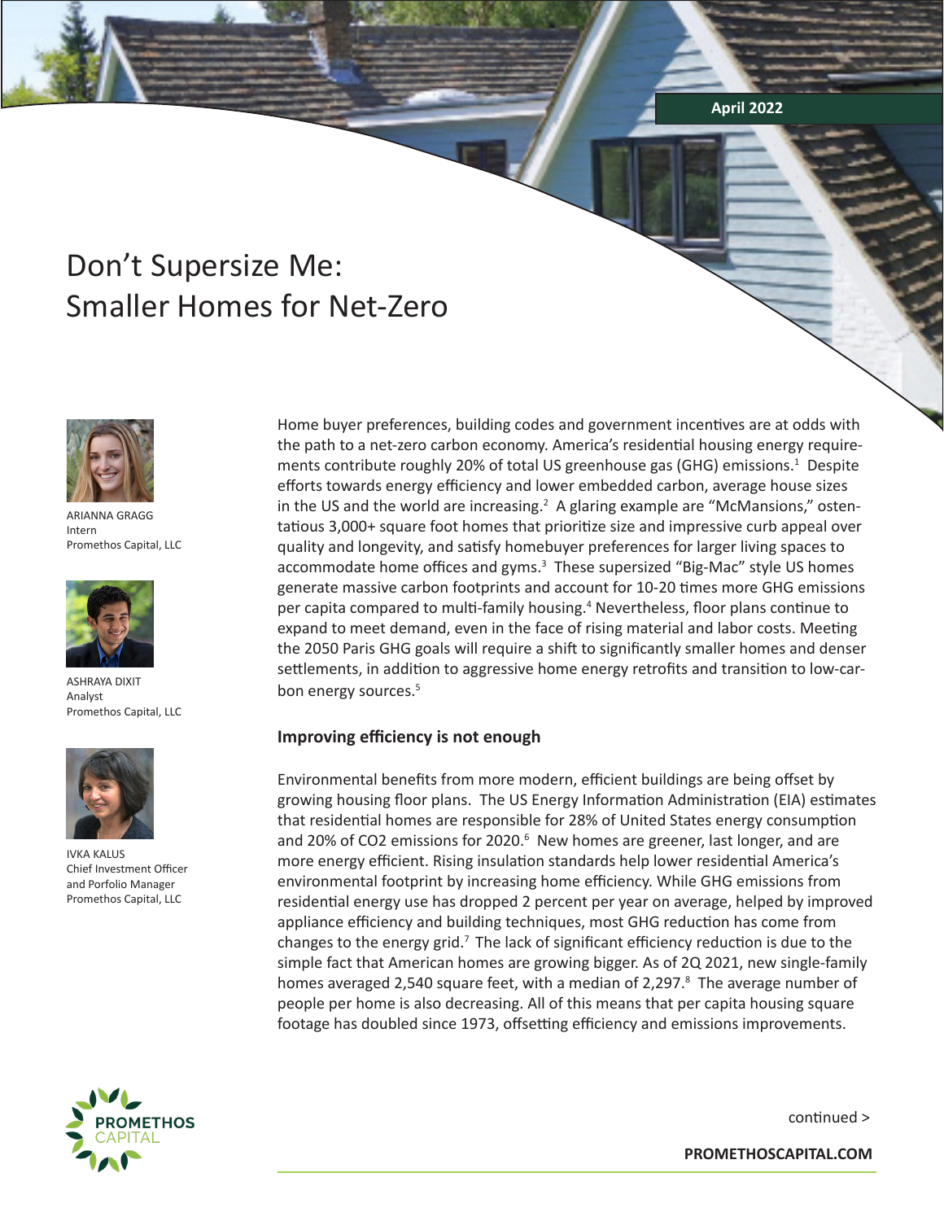April 2022

# Don't Supersize Me: Smaller Homes for Net-Zero

ARIANNA GRAGG
Intern
Promethos Capital, LLC

ASHRAYA DIXIT
Analyst
Promethos Capital, LLC

IVKA KALUS
Chief Investment Officer and Porfolio Manager
Promethos Capital, LLC

Home buyer preferences, building codes and government incentives are at odds with the path to a net-zero carbon economy. America's residential housing energy requirements contribute roughly 20% of total US greenhouse gas (GHG) emissions.[1] Despite efforts towards energy efficiency and lower embedded carbon, average house sizes in the US and the world are increasing.[2] A glaring example are "McMansions," ostentatious 3,000+ square foot homes that prioritize size and impressive curb appeal over quality and longevity, and satisfy homebuyer preferences for larger living spaces to accommodate home offices and gyms.[3] These supersized "Big-Mac" style US homes generate massive carbon footprints and account for 10-20 times more GHG emissions per capita compared to multi-family housing.[4] Nevertheless, floor plans continue to expand to meet demand, even in the face of rising material and labor costs. Meeting the 2050 Paris GHG goals will require a shift to significantly smaller homes and denser settlements, in addition to aggressive home energy retrofits and transition to low-carbon energy sources.[5]

## Improving efficiency is not enough

Environmental benefits from more modern, efficient buildings are being offset by growing housing floor plans. The US Energy Information Administration (EIA) estimates that residential homes are responsible for 28% of United States energy consumption and 20% of $CO_2$ emissions for 2020.[6] New homes are greener, last longer, and are more energy efficient. Rising insulation standards help lower residential America's environmental footprint by increasing home efficiency. While GHG emissions from residential energy use has dropped 2 percent per year on average, helped by improved appliance efficiency and building techniques, most GHG reduction has come from changes to the energy grid.[7] The lack of significant efficiency reduction is due to the simple fact that American homes are growing bigger. As of 2Q 2021, new single-family homes averaged 2,540 square feet, with a median of 2,297.[8] The average number of people per home is also decreasing. All of this means that per capita housing square footage has doubled since 1973, offsetting efficiency and emissions improvements.

continued >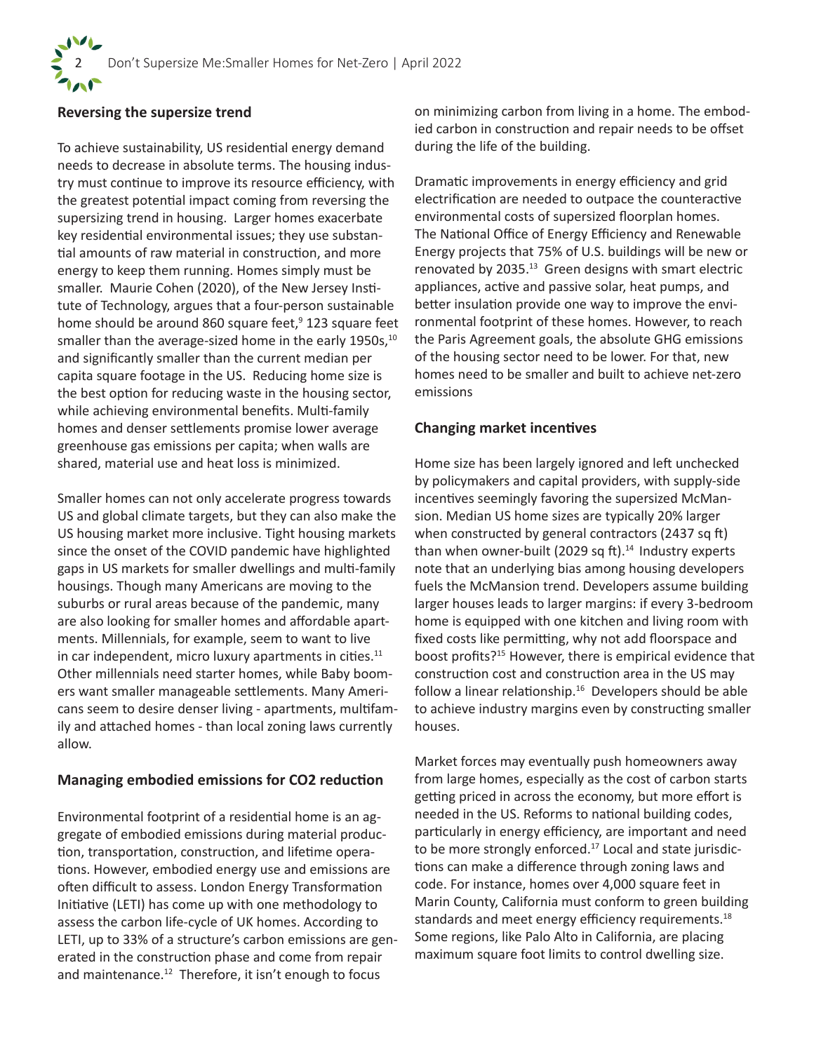## Reversing the supersize trend

To achieve sustainability, US residential energy demand needs to decrease in absolute terms. The housing industry must continue to improve its resource efficiency, with the greatest potential impact coming from reversing the supersizing trend in housing. Larger homes exacerbate key residential environmental issues; they use substantial amounts of raw material in construction, and more energy to keep them running. Homes simply must be smaller. Maurie Cohen (2020), of the New Jersey Institute of Technology, argues that a four-person sustainable home should be around 860 square feet,[9] 123 square feet smaller than the average-sized home in the early 1950s,[10] and significantly smaller than the current median per capita square footage in the US. Reducing home size is the best option for reducing waste in the housing sector, while achieving environmental benefits. Multi-family homes and denser settlements promise lower average greenhouse gas emissions per capita; when walls are shared, material use and heat loss is minimized.

Smaller homes can not only accelerate progress towards US and global climate targets, but they can also make the US housing market more inclusive. Tight housing markets since the onset of the COVID pandemic have highlighted gaps in US markets for smaller dwellings and multi-family housings. Though many Americans are moving to the suburbs or rural areas because of the pandemic, many are also looking for smaller homes and affordable apartments. Millennials, for example, seem to want to live in car independent, micro luxury apartments in cities.[11] Other millennials need starter homes, while Baby boomers want smaller manageable settlements. Many Americans seem to desire denser living - apartments, multifamily and attached homes - than local zoning laws currently allow.

## Managing embodied emissions for CO2 reduction

Environmental footprint of a residential home is an aggregate of embodied emissions during material production, transportation, construction, and lifetime operations. However, embodied energy use and emissions are often difficult to assess. London Energy Transformation Initiative (LETI) has come up with one methodology to assess the carbon life-cycle of UK homes. According to LETI, up to 33% of a structure's carbon emissions are generated in the construction phase and come from repair and maintenance.[12] Therefore, it isn't enough to focus on minimizing carbon from living in a home. The embodied carbon in construction and repair needs to be offset during the life of the building.

Dramatic improvements in energy efficiency and grid electrification are needed to outpace the counteractive environmental costs of supersized floorplan homes. The National Office of Energy Efficiency and Renewable Energy projects that 75% of U.S. buildings will be new or renovated by 2035.[13] Green designs with smart electric appliances, active and passive solar, heat pumps, and better insulation provide one way to improve the environmental footprint of these homes. However, to reach the Paris Agreement goals, the absolute GHG emissions of the housing sector need to be lower. For that, new homes need to be smaller and built to achieve net-zero emissions

## Changing market incentives

Home size has been largely ignored and left unchecked by policymakers and capital providers, with supply-side incentives seemingly favoring the supersized McMansion. Median US home sizes are typically 20% larger when constructed by general contractors (2437 sq ft) than when owner-built (2029 sq ft).[14] Industry experts note that an underlying bias among housing developers fuels the McMansion trend. Developers assume building larger houses leads to larger margins: if every 3-bedroom home is equipped with one kitchen and living room with fixed costs like permitting, why not add floorspace and boost profits?[15] However, there is empirical evidence that construction cost and construction area in the US may follow a linear relationship.[16] Developers should be able to achieve industry margins even by constructing smaller houses.

Market forces may eventually push homeowners away from large homes, especially as the cost of carbon starts getting priced in across the economy, but more effort is needed in the US. Reforms to national building codes, particularly in energy efficiency, are important and need to be more strongly enforced.[17] Local and state jurisdictions can make a difference through zoning laws and code. For instance, homes over 4,000 square feet in Marin County, California must conform to green building standards and meet energy efficiency requirements.[18] Some regions, like Palo Alto in California, are placing maximum square foot limits to control dwelling size.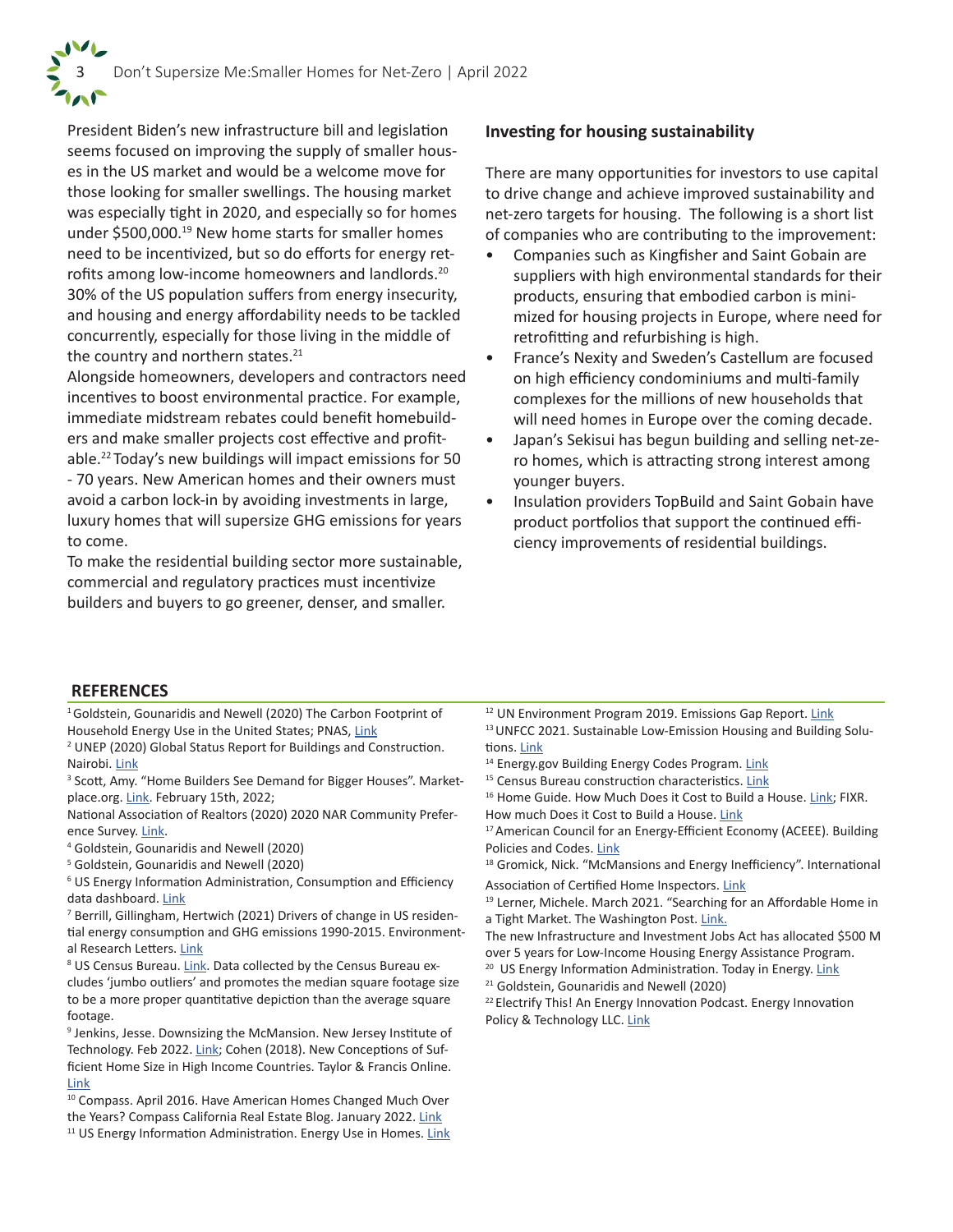President Biden's new infrastructure bill and legislation seems focused on improving the supply of smaller houses in the US market and would be a welcome move for those looking for smaller swellings. The housing market was especially tight in 2020, and especially so for homes under $500,000.[19] New home starts for smaller homes need to be incentivized, but so do efforts for energy retrofits among low-income homeowners and landlords.[20] 30% of the US population suffers from energy insecurity, and housing and energy affordability needs to be tackled concurrently, especially for those living in the middle of the country and northern states.[21]

Alongside homeowners, developers and contractors need incentives to boost environmental practice. For example, immediate midstream rebates could benefit homebuilders and make smaller projects cost effective and profitable.[22] Today's new buildings will impact emissions for 50 - 70 years. New American homes and their owners must avoid a carbon lock-in by avoiding investments in large, luxury homes that will supersize GHG emissions for years to come.

To make the residential building sector more sustainable, commercial and regulatory practices must incentivize builders and buyers to go greener, denser, and smaller.

### Investing for housing sustainability

There are many opportunities for investors to use capital to drive change and achieve improved sustainability and net-zero targets for housing. The following is a short list of companies who are contributing to the improvement:

- Companies such as Kingfisher and Saint Gobain are suppliers with high environmental standards for their products, ensuring that embodied carbon is minimized for housing projects in Europe, where need for retrofitting and refurbishing is high.
- France's Nexity and Sweden's Castellum are focused on high efficiency condominiums and multi-family complexes for the millions of new households that will need homes in Europe over the coming decade.
- Japan's Sekisui has begun building and selling net-zero homes, which is attracting strong interest among younger buyers.
- Insulation providers TopBuild and Saint Gobain have product portfolios that support the continued efficiency improvements of residential buildings.

## REFERENCES

[1] Goldstein, Gounaridis and Newell (2020) The Carbon Footprint of Household Energy Use in the United States; PNAS, Link

[2] UNEP (2020) Global Status Report for Buildings and Construction. Nairobi. Link

[3] Scott, Amy. "Home Builders See Demand for Bigger Houses". Marketplace.org. Link. February 15th, 2022;
National Association of Realtors (2020) 2020 NAR Community Preference Survey. Link.

[4] Goldstein, Gounaridis and Newell (2020)

[5] Goldstein, Gounaridis and Newell (2020)

[6] US Energy Information Administration, Consumption and Efficiency data dashboard. Link

[7] Berrill, Gillingham, Hertwich (2021) Drivers of change in US residential energy consumption and GHG emissions 1990-2015. Environmental Research Letters. Link

[8] US Census Bureau. Link. Data collected by the Census Bureau excludes 'jumbo outliers' and promotes the median square footage size to be a more proper quantitative depiction than the average square footage.

[9] Jenkins, Jesse. Downsizing the McMansion. New Jersey Institute of Technology. Feb 2022. Link; Cohen (2018). New Conceptions of Sufficient Home Size in High Income Countries. Taylor & Francis Online. Link

[10] Compass. April 2016. Have American Homes Changed Much Over the Years? Compass California Real Estate Blog. January 2022. Link

[11] US Energy Information Administration. Energy Use in Homes. Link

[12] UN Environment Program 2019. Emissions Gap Report. Link

[13] UNFCC 2021. Sustainable Low-Emission Housing and Building Solutions. Link

[14] Energy.gov Building Energy Codes Program. Link

[15] Census Bureau construction characteristics. Link

[16] Home Guide. How Much Does it Cost to Build a House. Link; FIXR. How much Does it Cost to Build a House. Link

[17] American Council for an Energy-Efficient Economy (ACEEE). Building Policies and Codes. Link

[18] Gromick, Nick. "McMansions and Energy Inefficiency". International Association of Certified Home Inspectors. Link

[19] Lerner, Michele. March 2021. "Searching for an Affordable Home in a Tight Market. The Washington Post. Link.
The new Infrastructure and Investment Jobs Act has allocated $500 M over 5 years for Low-Income Housing Energy Assistance Program.

[20] US Energy Information Administration. Today in Energy. Link

[21] Goldstein, Gounaridis and Newell (2020)

[22] Electrify This! An Energy Innovation Podcast. Energy Innovation Policy & Technology LLC. Link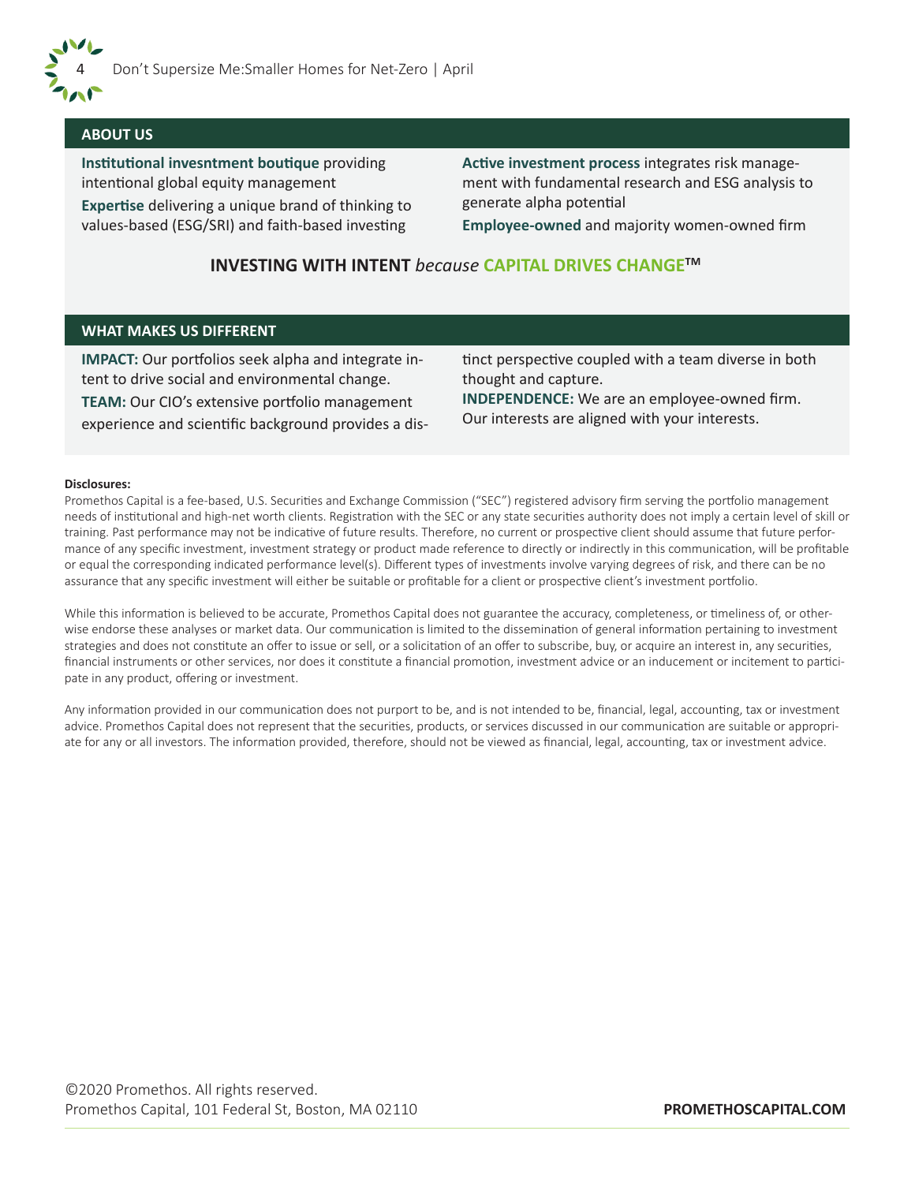## ABOUT US

**Institutional invesntment boutique** providing intentional global equity management

**Expertise** delivering a unique brand of thinking to values-based (ESG/SRI) and faith-based investing

**Active investment process** integrates risk management with fundamental research and ESG analysis to generate alpha potential

**Employee-owned** and majority women-owned firm

**INVESTING WITH INTENT** *because* **CAPITAL DRIVES CHANGE™**

## WHAT MAKES US DIFFERENT

**IMPACT:** Our portfolios seek alpha and integrate intent to drive social and environmental change.

**TEAM:** Our CIO's extensive portfolio management experience and scientific background provides a distinct perspective coupled with a team diverse in both thought and capture.

**INDEPENDENCE:** We are an employee-owned firm. Our interests are aligned with your interests.

**Disclosures:**

Promethos Capital is a fee-based, U.S. Securities and Exchange Commission ("SEC") registered advisory firm serving the portfolio management needs of institutional and high-net worth clients. Registration with the SEC or any state securities authority does not imply a certain level of skill or training. Past performance may not be indicative of future results. Therefore, no current or prospective client should assume that future performance of any specific investment, investment strategy or product made reference to directly or indirectly in this communication, will be profitable or equal the corresponding indicated performance level(s). Different types of investments involve varying degrees of risk, and there can be no assurance that any specific investment will either be suitable or profitable for a client or prospective client's investment portfolio.

While this information is believed to be accurate, Promethos Capital does not guarantee the accuracy, completeness, or timeliness of, or otherwise endorse these analyses or market data. Our communication is limited to the dissemination of general information pertaining to investment strategies and does not constitute an offer to issue or sell, or a solicitation of an offer to subscribe, buy, or acquire an interest in, any securities, financial instruments or other services, nor does it constitute a financial promotion, investment advice or an inducement or incitement to participate in any product, offering or investment.

Any information provided in our communication does not purport to be, and is not intended to be, financial, legal, accounting, tax or investment advice. Promethos Capital does not represent that the securities, products, or services discussed in our communication are suitable or appropriate for any or all investors. The information provided, therefore, should not be viewed as financial, legal, accounting, tax or investment advice.

©2020 Promethos. All rights reserved.
Promethos Capital, 101 Federal St, Boston, MA 02110

**PROMETHOSCAPITAL.COM**